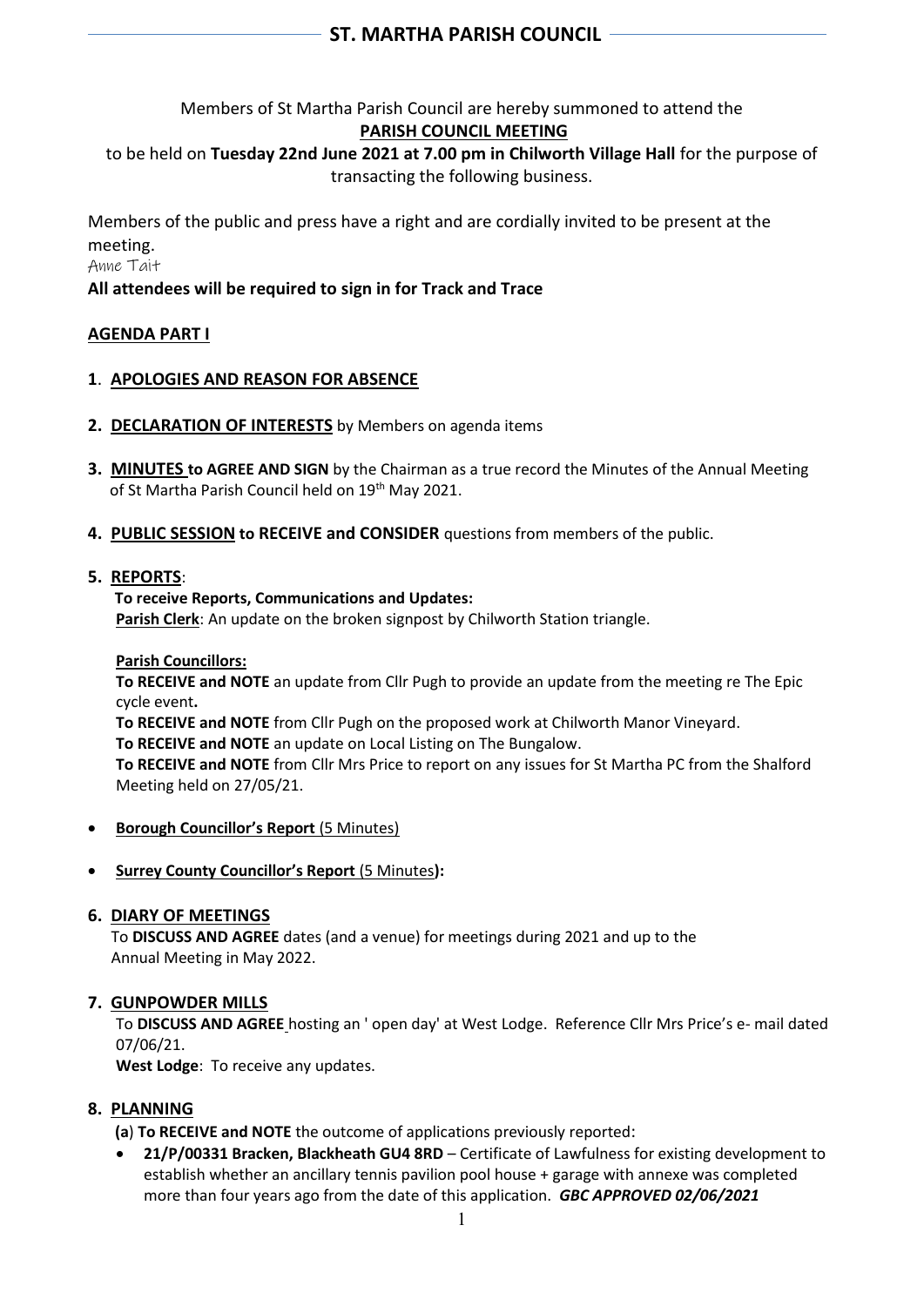# ST. MARTHA PARISH COUNCIL

Members of St Martha Parish Council are hereby summoned to attend the
**PARISH COUNCIL MEETING**
to be held on **Tuesday 22nd June 2021 at 7.00 pm in Chilworth Village Hall** for the purpose of transacting the following business.

Members of the public and press have a right and are cordially invited to be present at the meeting.

Anne Tait

**All attendees will be required to sign in for Track and Trace**

## AGENDA PART I

**1**. **APOLOGIES AND REASON FOR ABSENCE**

**2. DECLARATION OF INTERESTS** by Members on agenda items

**3. MINUTES to AGREE AND SIGN** by the Chairman as a true record the Minutes of the Annual Meeting of St Martha Parish Council held on 19th May 2021.

**4. PUBLIC SESSION to RECEIVE and CONSIDER** questions from members of the public.

**5. REPORTS**:

**To receive Reports, Communications and Updates:**
**Parish Clerk**: An update on the broken signpost by Chilworth Station triangle.

**Parish Councillors:**
**To RECEIVE and NOTE** an update from Cllr Pugh to provide an update from the meeting re The Epic cycle event**.**
**To RECEIVE and NOTE** from Cllr Pugh on the proposed work at Chilworth Manor Vineyard.
**To RECEIVE and NOTE** an update on Local Listing on The Bungalow.
**To RECEIVE and NOTE** from Cllr Mrs Price to report on any issues for St Martha PC from the Shalford Meeting held on 27/05/21.

- **Borough Councillor's Report** (5 Minutes)
- **Surrey County Councillor's Report** (5 Minutes**):**

**6. DIARY OF MEETINGS**
To **DISCUSS AND AGREE** dates (and a venue) for meetings during 2021 and up to the Annual Meeting in May 2022.

**7. GUNPOWDER MILLS**
To **DISCUSS AND AGREE** hosting an ' open day' at West Lodge. Reference Cllr Mrs Price's e- mail dated 07/06/21.
**West Lodge**: To receive any updates.

**8. PLANNING**
**(a) To RECEIVE and NOTE** the outcome of applications previously reported:

- **21/P/00331 Bracken, Blackheath GU4 8RD** – Certificate of Lawfulness for existing development to establish whether an ancillary tennis pavilion pool house + garage with annexe was completed more than four years ago from the date of this application. ***GBC APPROVED 02/06/2021***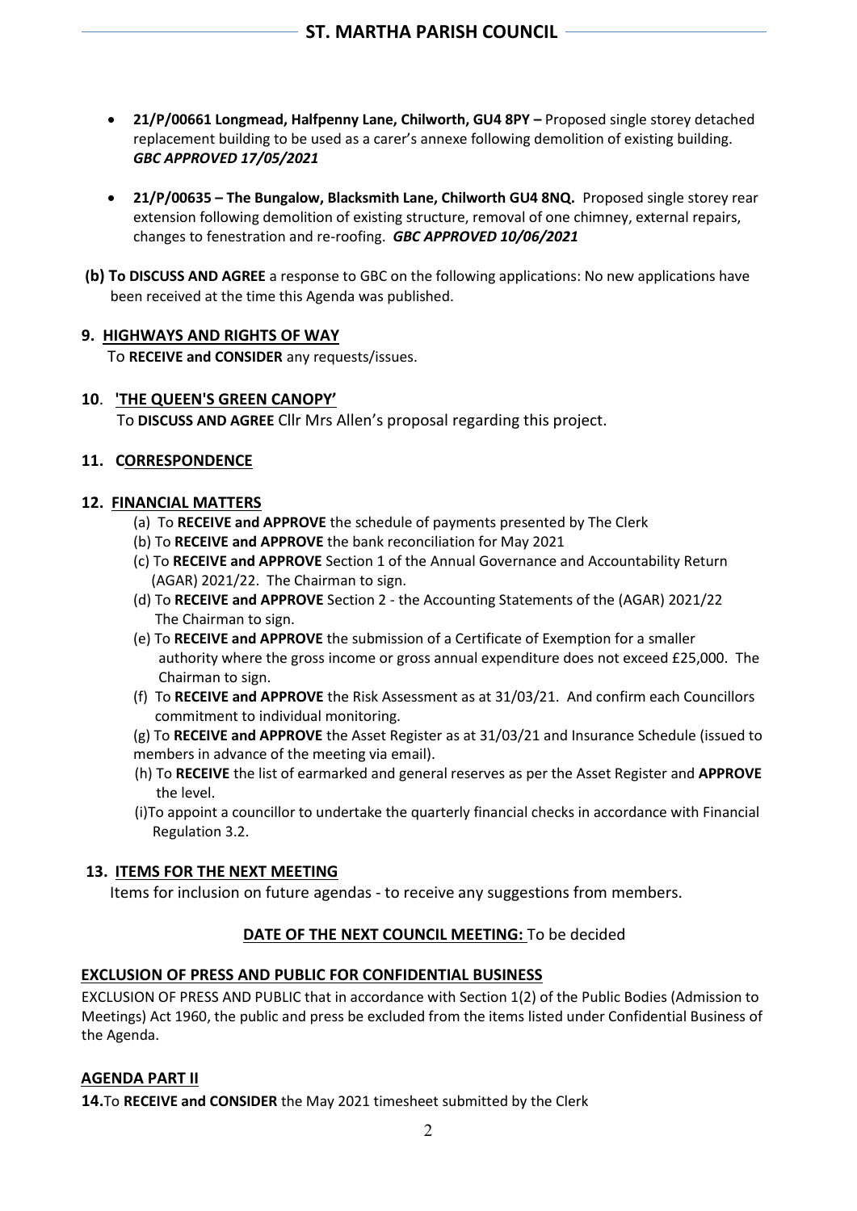- **21/P/00661 Longmead, Halfpenny Lane, Chilworth, GU4 8PY –** Proposed single storey detached replacement building to be used as a carer's annexe following demolition of existing building. ***GBC APPROVED 17/05/2021***

- **21/P/00635 – The Bungalow, Blacksmith Lane, Chilworth GU4 8NQ.** Proposed single storey rear extension following demolition of existing structure, removal of one chimney, external repairs, changes to fenestration and re-roofing. ***GBC APPROVED 10/06/2021***

**(b) To DISCUSS AND AGREE** a response to GBC on the following applications: No new applications have been received at the time this Agenda was published.

## 9. HIGHWAYS AND RIGHTS OF WAY

To **RECEIVE and CONSIDER** any requests/issues.

## 10. 'THE QUEEN'S GREEN CANOPY'

To **DISCUSS AND AGREE** Cllr Mrs Allen's proposal regarding this project.

## 11. CORRESPONDENCE

## 12. FINANCIAL MATTERS

(a) To **RECEIVE and APPROVE** the schedule of payments presented by The Clerk

(b) To **RECEIVE and APPROVE** the bank reconciliation for May 2021

(c) To **RECEIVE and APPROVE** Section 1 of the Annual Governance and Accountability Return (AGAR) 2021/22. The Chairman to sign.

(d) To **RECEIVE and APPROVE** Section 2 - the Accounting Statements of the (AGAR) 2021/22 The Chairman to sign.

(e) To **RECEIVE and APPROVE** the submission of a Certificate of Exemption for a smaller authority where the gross income or gross annual expenditure does not exceed £25,000. The Chairman to sign.

(f) To **RECEIVE and APPROVE** the Risk Assessment as at 31/03/21. And confirm each Councillors commitment to individual monitoring.

(g) To **RECEIVE and APPROVE** the Asset Register as at 31/03/21 and Insurance Schedule (issued to members in advance of the meeting via email).

(h) To **RECEIVE** the list of earmarked and general reserves as per the Asset Register and **APPROVE** the level.

(i)To appoint a councillor to undertake the quarterly financial checks in accordance with Financial Regulation 3.2.

## 13. ITEMS FOR THE NEXT MEETING

Items for inclusion on future agendas - to receive any suggestions from members.

**DATE OF THE NEXT COUNCIL MEETING:** To be decided

## EXCLUSION OF PRESS AND PUBLIC FOR CONFIDENTIAL BUSINESS

EXCLUSION OF PRESS AND PUBLIC that in accordance with Section 1(2) of the Public Bodies (Admission to Meetings) Act 1960, the public and press be excluded from the items listed under Confidential Business of the Agenda.

## AGENDA PART II

**14.**To **RECEIVE and CONSIDER** the May 2021 timesheet submitted by the Clerk